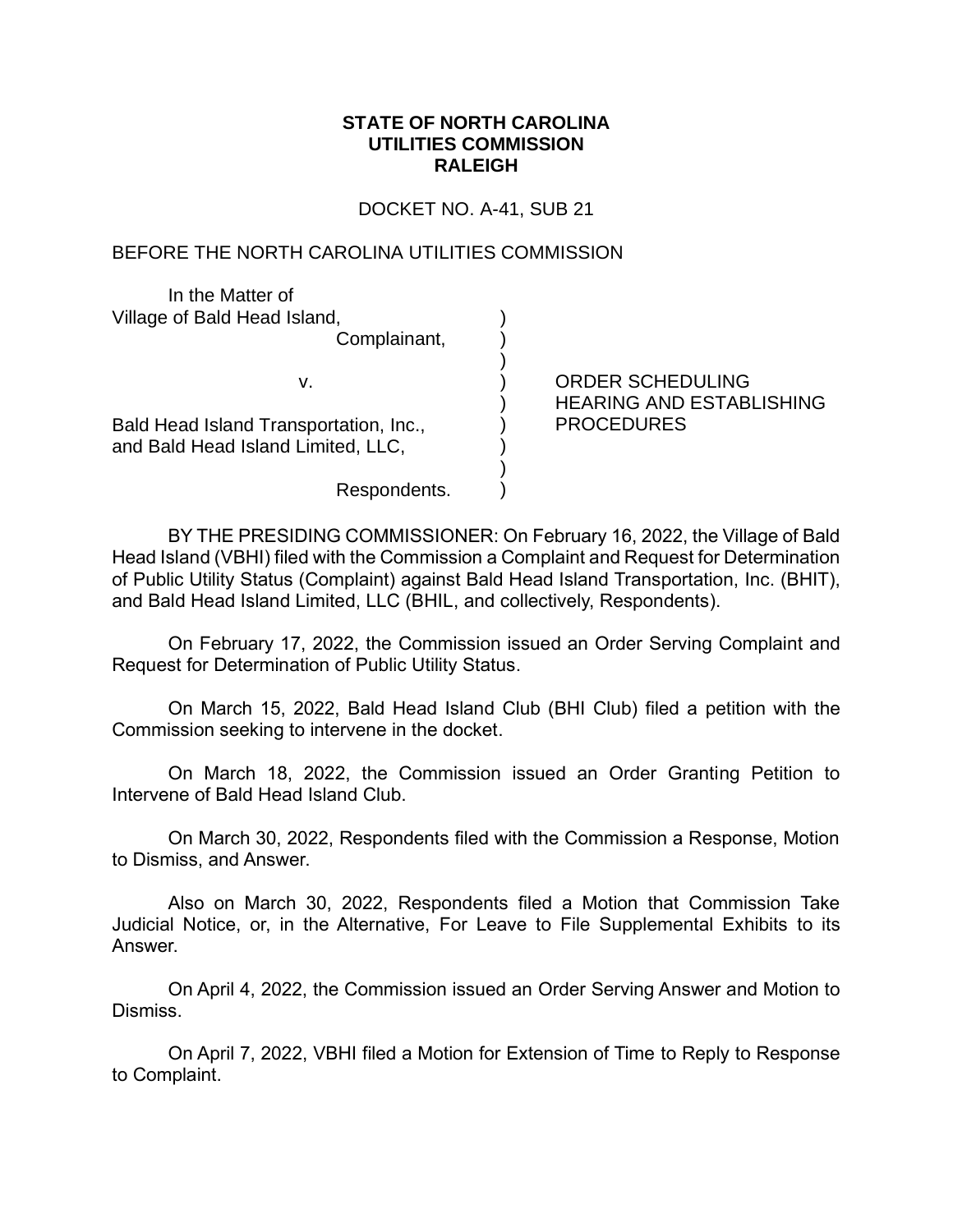**STATE OF NORTH CAROLINA**
**UTILITIES COMMISSION**
**RALEIGH**

DOCKET NO. A-41, SUB 21

BEFORE THE NORTH CAROLINA UTILITIES COMMISSION

| | | |
|---|---|---|
| In the Matter of<br>Village of Bald Head Island,<br>Complainant,<br><br>v.<br><br>Bald Head Island Transportation, Inc.,<br>and Bald Head Island Limited, LLC,<br><br>Respondents. | ) | ORDER SCHEDULING HEARING AND ESTABLISHING PROCEDURES |

BY THE PRESIDING COMMISSIONER: On February 16, 2022, the Village of Bald Head Island (VBHI) filed with the Commission a Complaint and Request for Determination of Public Utility Status (Complaint) against Bald Head Island Transportation, Inc. (BHIT), and Bald Head Island Limited, LLC (BHIL, and collectively, Respondents).

On February 17, 2022, the Commission issued an Order Serving Complaint and Request for Determination of Public Utility Status.

On March 15, 2022, Bald Head Island Club (BHI Club) filed a petition with the Commission seeking to intervene in the docket.

On March 18, 2022, the Commission issued an Order Granting Petition to Intervene of Bald Head Island Club.

On March 30, 2022, Respondents filed with the Commission a Response, Motion to Dismiss, and Answer.

Also on March 30, 2022, Respondents filed a Motion that Commission Take Judicial Notice, or, in the Alternative, For Leave to File Supplemental Exhibits to its Answer.

On April 4, 2022, the Commission issued an Order Serving Answer and Motion to Dismiss.

On April 7, 2022, VBHI filed a Motion for Extension of Time to Reply to Response to Complaint.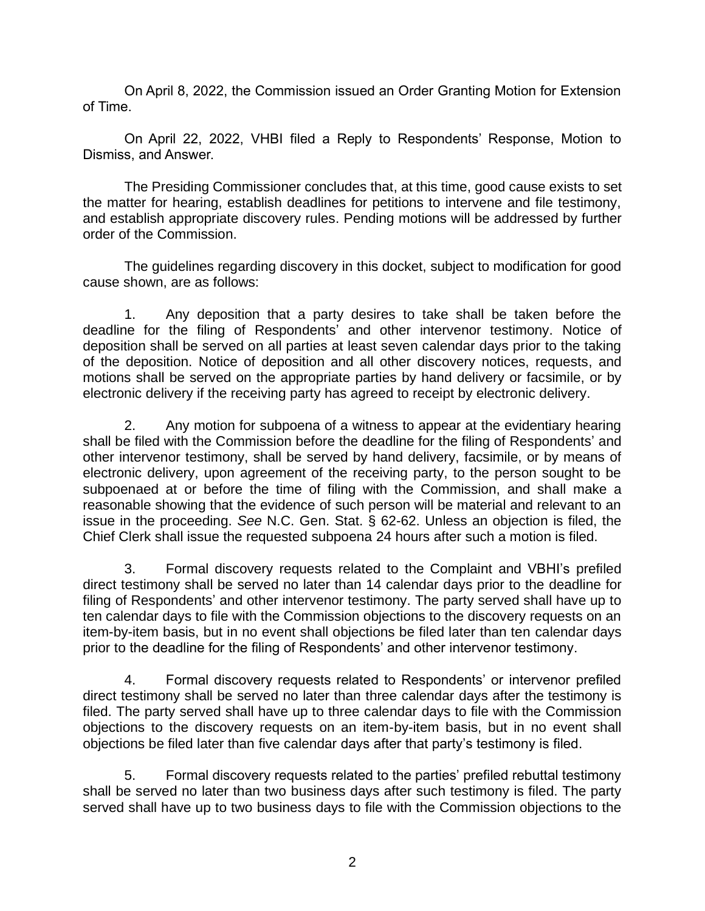On April 8, 2022, the Commission issued an Order Granting Motion for Extension of Time.

On April 22, 2022, VHBI filed a Reply to Respondents' Response, Motion to Dismiss, and Answer.

The Presiding Commissioner concludes that, at this time, good cause exists to set the matter for hearing, establish deadlines for petitions to intervene and file testimony, and establish appropriate discovery rules. Pending motions will be addressed by further order of the Commission.

The guidelines regarding discovery in this docket, subject to modification for good cause shown, are as follows:

1. Any deposition that a party desires to take shall be taken before the deadline for the filing of Respondents' and other intervenor testimony. Notice of deposition shall be served on all parties at least seven calendar days prior to the taking of the deposition. Notice of deposition and all other discovery notices, requests, and motions shall be served on the appropriate parties by hand delivery or facsimile, or by electronic delivery if the receiving party has agreed to receipt by electronic delivery.

2. Any motion for subpoena of a witness to appear at the evidentiary hearing shall be filed with the Commission before the deadline for the filing of Respondents' and other intervenor testimony, shall be served by hand delivery, facsimile, or by means of electronic delivery, upon agreement of the receiving party, to the person sought to be subpoenaed at or before the time of filing with the Commission, and shall make a reasonable showing that the evidence of such person will be material and relevant to an issue in the proceeding. *See* N.C. Gen. Stat. § 62-62. Unless an objection is filed, the Chief Clerk shall issue the requested subpoena 24 hours after such a motion is filed.

3. Formal discovery requests related to the Complaint and VBHI's prefiled direct testimony shall be served no later than 14 calendar days prior to the deadline for filing of Respondents' and other intervenor testimony. The party served shall have up to ten calendar days to file with the Commission objections to the discovery requests on an item-by-item basis, but in no event shall objections be filed later than ten calendar days prior to the deadline for the filing of Respondents' and other intervenor testimony.

4. Formal discovery requests related to Respondents' or intervenor prefiled direct testimony shall be served no later than three calendar days after the testimony is filed. The party served shall have up to three calendar days to file with the Commission objections to the discovery requests on an item-by-item basis, but in no event shall objections be filed later than five calendar days after that party's testimony is filed.

5. Formal discovery requests related to the parties' prefiled rebuttal testimony shall be served no later than two business days after such testimony is filed. The party served shall have up to two business days to file with the Commission objections to the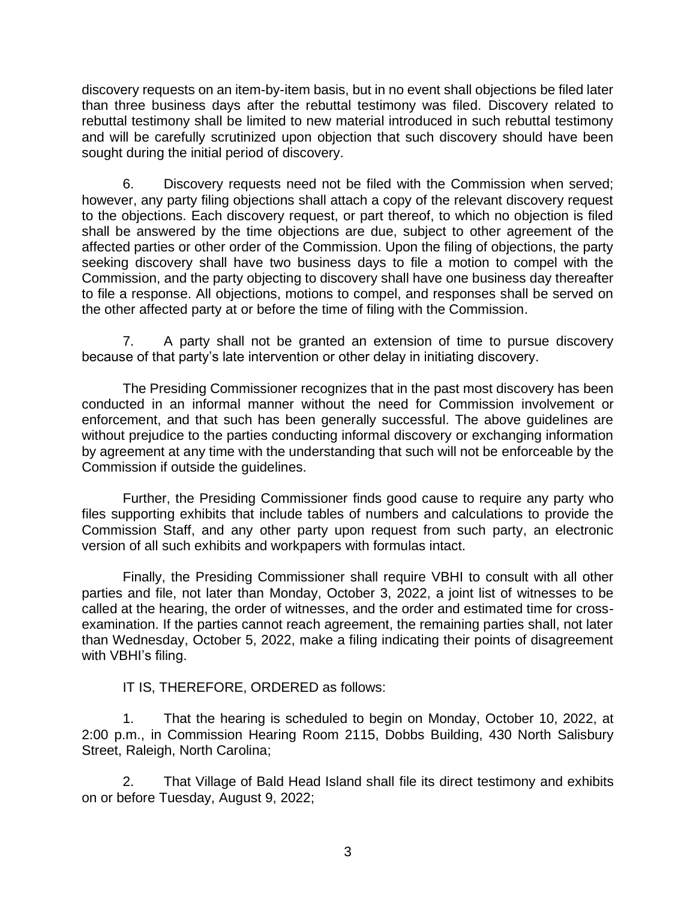discovery requests on an item-by-item basis, but in no event shall objections be filed later than three business days after the rebuttal testimony was filed. Discovery related to rebuttal testimony shall be limited to new material introduced in such rebuttal testimony and will be carefully scrutinized upon objection that such discovery should have been sought during the initial period of discovery.

6. Discovery requests need not be filed with the Commission when served; however, any party filing objections shall attach a copy of the relevant discovery request to the objections. Each discovery request, or part thereof, to which no objection is filed shall be answered by the time objections are due, subject to other agreement of the affected parties or other order of the Commission. Upon the filing of objections, the party seeking discovery shall have two business days to file a motion to compel with the Commission, and the party objecting to discovery shall have one business day thereafter to file a response. All objections, motions to compel, and responses shall be served on the other affected party at or before the time of filing with the Commission.

7. A party shall not be granted an extension of time to pursue discovery because of that party's late intervention or other delay in initiating discovery.

The Presiding Commissioner recognizes that in the past most discovery has been conducted in an informal manner without the need for Commission involvement or enforcement, and that such has been generally successful. The above guidelines are without prejudice to the parties conducting informal discovery or exchanging information by agreement at any time with the understanding that such will not be enforceable by the Commission if outside the guidelines.

Further, the Presiding Commissioner finds good cause to require any party who files supporting exhibits that include tables of numbers and calculations to provide the Commission Staff, and any other party upon request from such party, an electronic version of all such exhibits and workpapers with formulas intact.

Finally, the Presiding Commissioner shall require VBHI to consult with all other parties and file, not later than Monday, October 3, 2022, a joint list of witnesses to be called at the hearing, the order of witnesses, and the order and estimated time for cross-examination. If the parties cannot reach agreement, the remaining parties shall, not later than Wednesday, October 5, 2022, make a filing indicating their points of disagreement with VBHI's filing.

IT IS, THEREFORE, ORDERED as follows:

1. That the hearing is scheduled to begin on Monday, October 10, 2022, at 2:00 p.m., in Commission Hearing Room 2115, Dobbs Building, 430 North Salisbury Street, Raleigh, North Carolina;

2. That Village of Bald Head Island shall file its direct testimony and exhibits on or before Tuesday, August 9, 2022;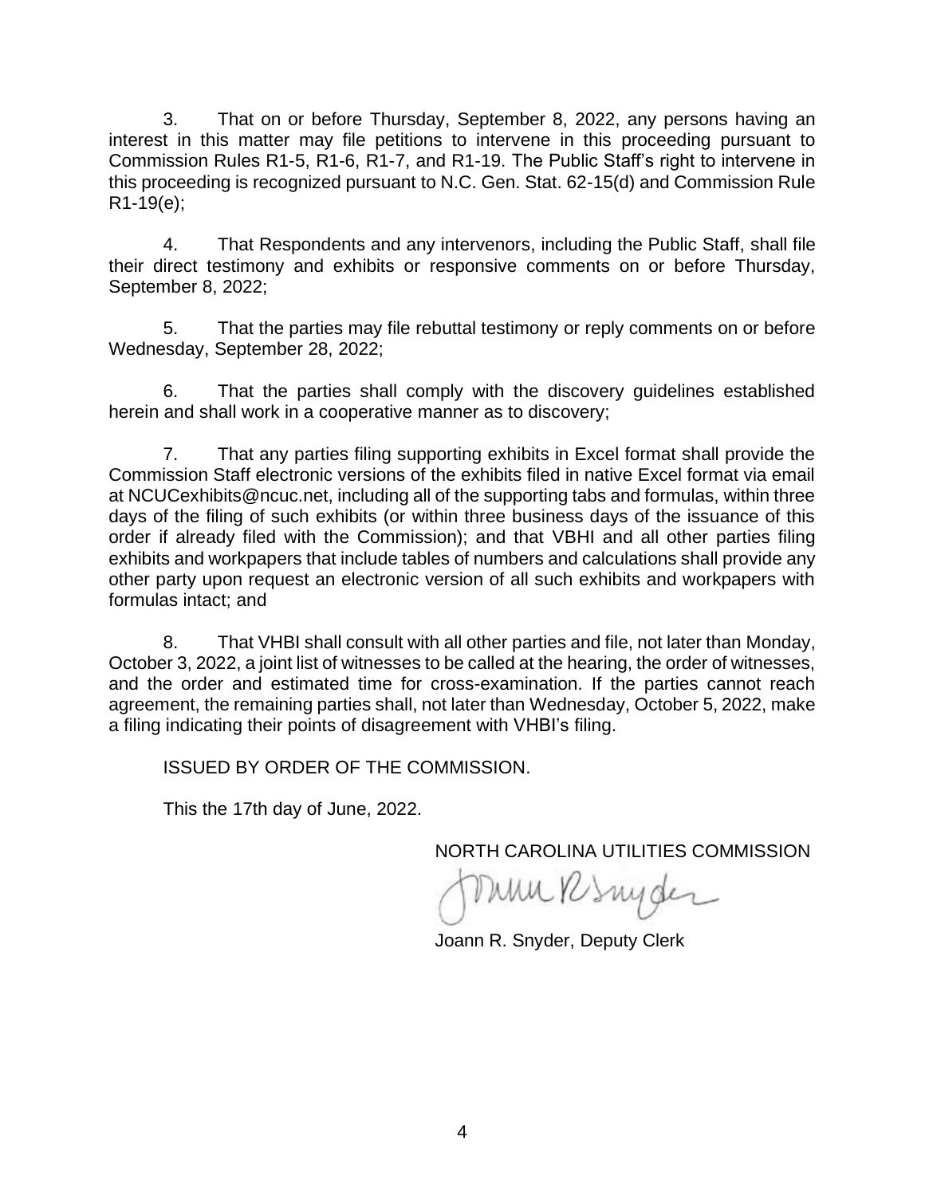3. That on or before Thursday, September 8, 2022, any persons having an interest in this matter may file petitions to intervene in this proceeding pursuant to Commission Rules R1-5, R1-6, R1-7, and R1-19. The Public Staff's right to intervene in this proceeding is recognized pursuant to N.C. Gen. Stat. 62-15(d) and Commission Rule R1-19(e);

4. That Respondents and any intervenors, including the Public Staff, shall file their direct testimony and exhibits or responsive comments on or before Thursday, September 8, 2022;

5. That the parties may file rebuttal testimony or reply comments on or before Wednesday, September 28, 2022;

6. That the parties shall comply with the discovery guidelines established herein and shall work in a cooperative manner as to discovery;

7. That any parties filing supporting exhibits in Excel format shall provide the Commission Staff electronic versions of the exhibits filed in native Excel format via email at NCUCexhibits@ncuc.net, including all of the supporting tabs and formulas, within three days of the filing of such exhibits (or within three business days of the issuance of this order if already filed with the Commission); and that VBHI and all other parties filing exhibits and workpapers that include tables of numbers and calculations shall provide any other party upon request an electronic version of all such exhibits and workpapers with formulas intact; and

8. That VHBI shall consult with all other parties and file, not later than Monday, October 3, 2022, a joint list of witnesses to be called at the hearing, the order of witnesses, and the order and estimated time for cross-examination. If the parties cannot reach agreement, the remaining parties shall, not later than Wednesday, October 5, 2022, make a filing indicating their points of disagreement with VHBI's filing.

ISSUED BY ORDER OF THE COMMISSION.

This the 17th day of June, 2022.

NORTH CAROLINA UTILITIES COMMISSION

Joann R. Snyder, Deputy Clerk